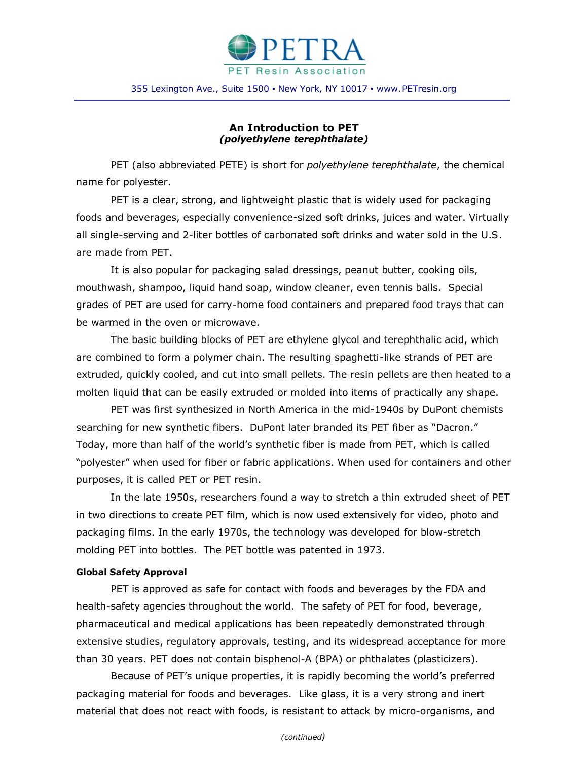PETRA

PET Resin Association

355 Lexington Ave., Suite 1500 ▪ New York, NY 10017 ▪ www.PETresin.org

# An Introduction to PET
## *(polyethylene terephthalate)*

PET (also abbreviated PETE) is short for *polyethylene terephthalate*, the chemical name for polyester.

PET is a clear, strong, and lightweight plastic that is widely used for packaging foods and beverages, especially convenience-sized soft drinks, juices and water. Virtually all single-serving and 2-liter bottles of carbonated soft drinks and water sold in the U.S. are made from PET.

It is also popular for packaging salad dressings, peanut butter, cooking oils, mouthwash, shampoo, liquid hand soap, window cleaner, even tennis balls. Special grades of PET are used for carry-home food containers and prepared food trays that can be warmed in the oven or microwave.

The basic building blocks of PET are ethylene glycol and terephthalic acid, which are combined to form a polymer chain. The resulting spaghetti-like strands of PET are extruded, quickly cooled, and cut into small pellets. The resin pellets are then heated to a molten liquid that can be easily extruded or molded into items of practically any shape.

PET was first synthesized in North America in the mid-1940s by DuPont chemists searching for new synthetic fibers. DuPont later branded its PET fiber as "Dacron." Today, more than half of the world's synthetic fiber is made from PET, which is called "polyester" when used for fiber or fabric applications. When used for containers and other purposes, it is called PET or PET resin.

In the late 1950s, researchers found a way to stretch a thin extruded sheet of PET in two directions to create PET film, which is now used extensively for video, photo and packaging films. In the early 1970s, the technology was developed for blow-stretch molding PET into bottles. The PET bottle was patented in 1973.

**Global Safety Approval**

PET is approved as safe for contact with foods and beverages by the FDA and health-safety agencies throughout the world. The safety of PET for food, beverage, pharmaceutical and medical applications has been repeatedly demonstrated through extensive studies, regulatory approvals, testing, and its widespread acceptance for more than 30 years. PET does not contain bisphenol-A (BPA) or phthalates (plasticizers).

Because of PET's unique properties, it is rapidly becoming the world's preferred packaging material for foods and beverages. Like glass, it is a very strong and inert material that does not react with foods, is resistant to attack by micro-organisms, and

*(continued)*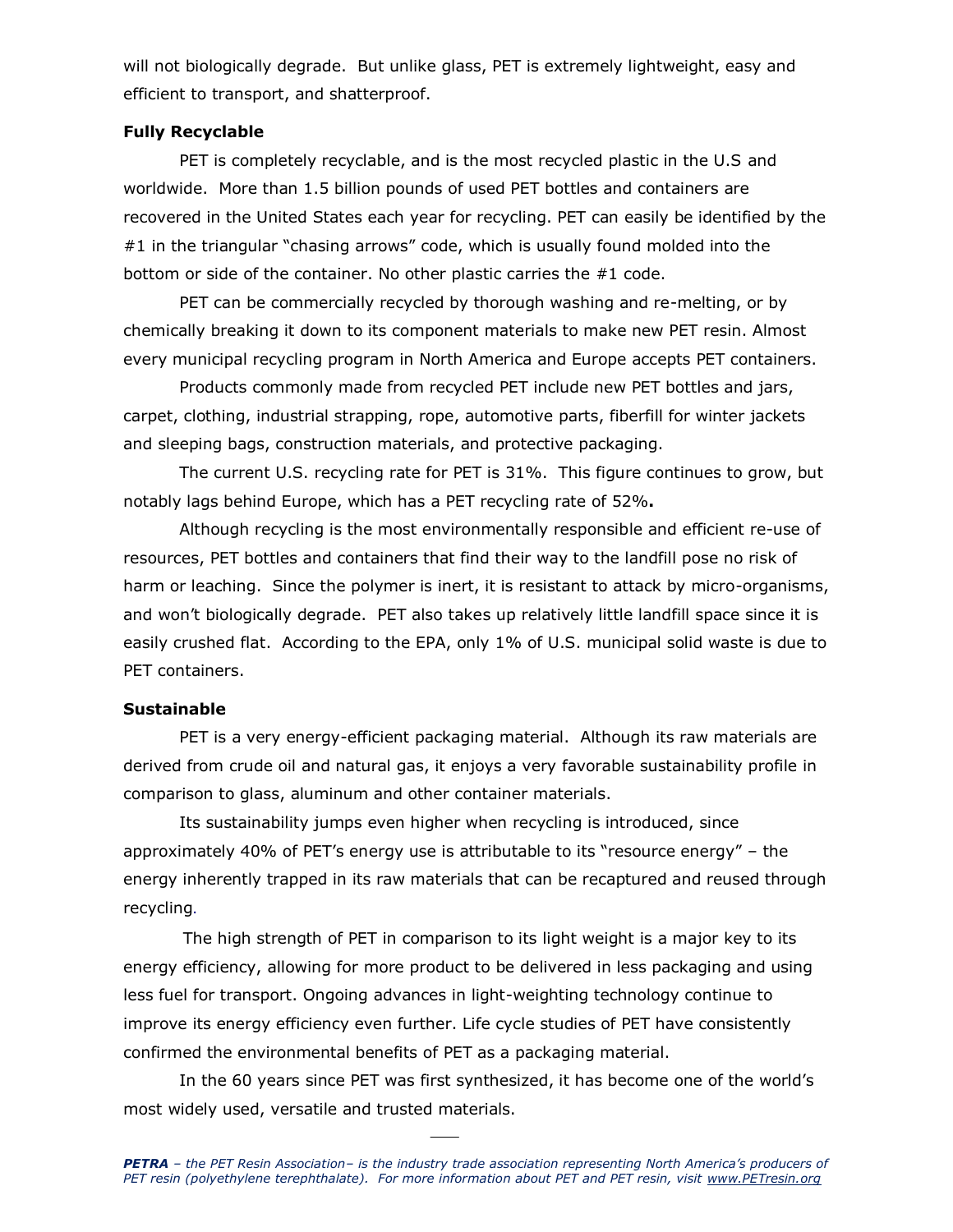will not biologically degrade. But unlike glass, PET is extremely lightweight, easy and efficient to transport, and shatterproof.

**Fully Recyclable**

PET is completely recyclable, and is the most recycled plastic in the U.S and worldwide. More than 1.5 billion pounds of used PET bottles and containers are recovered in the United States each year for recycling. PET can easily be identified by the #1 in the triangular "chasing arrows" code, which is usually found molded into the bottom or side of the container. No other plastic carries the #1 code.

PET can be commercially recycled by thorough washing and re-melting, or by chemically breaking it down to its component materials to make new PET resin. Almost every municipal recycling program in North America and Europe accepts PET containers.

Products commonly made from recycled PET include new PET bottles and jars, carpet, clothing, industrial strapping, rope, automotive parts, fiberfill for winter jackets and sleeping bags, construction materials, and protective packaging.

The current U.S. recycling rate for PET is 31%. This figure continues to grow, but notably lags behind Europe, which has a PET recycling rate of 52%**.**

Although recycling is the most environmentally responsible and efficient re-use of resources, PET bottles and containers that find their way to the landfill pose no risk of harm or leaching. Since the polymer is inert, it is resistant to attack by micro-organisms, and won't biologically degrade. PET also takes up relatively little landfill space since it is easily crushed flat. According to the EPA, only 1% of U.S. municipal solid waste is due to PET containers.

**Sustainable**

PET is a very energy-efficient packaging material. Although its raw materials are derived from crude oil and natural gas, it enjoys a very favorable sustainability profile in comparison to glass, aluminum and other container materials.

Its sustainability jumps even higher when recycling is introduced, since approximately 40% of PET's energy use is attributable to its "resource energy" – the energy inherently trapped in its raw materials that can be recaptured and reused through recycling.

The high strength of PET in comparison to its light weight is a major key to its energy efficiency, allowing for more product to be delivered in less packaging and using less fuel for transport. Ongoing advances in light-weighting technology continue to improve its energy efficiency even further. Life cycle studies of PET have consistently confirmed the environmental benefits of PET as a packaging material.

In the 60 years since PET was first synthesized, it has become one of the world's most widely used, versatile and trusted materials.

***PETRA*** *– the PET Resin Association– is the industry trade association representing North America's producers of PET resin (polyethylene terephthalate). For more information about PET and PET resin, visit www.PETresin.org*